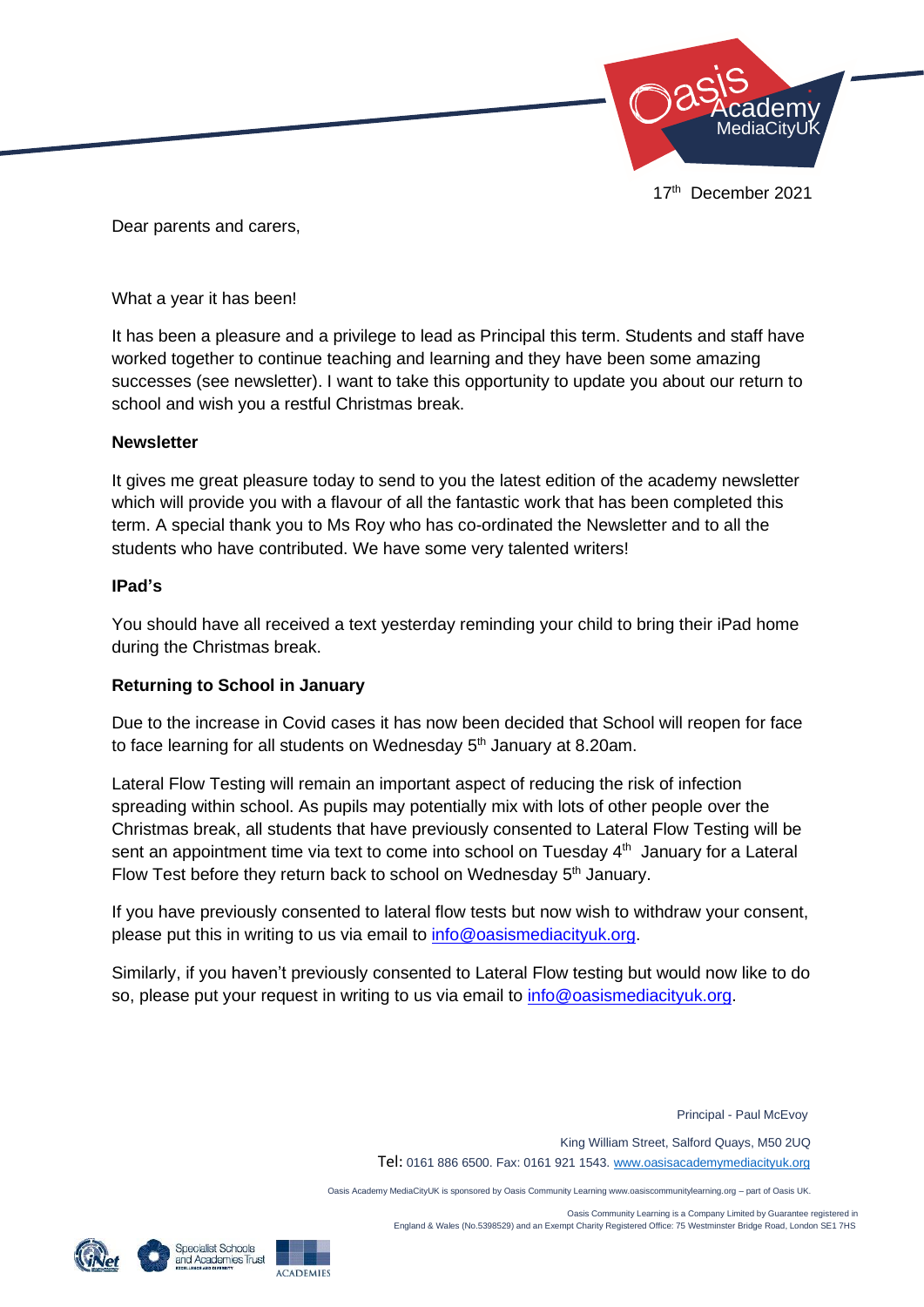17th December 2021

Dear parents and carers,

What a year it has been!

It has been a pleasure and a privilege to lead as Principal this term. Students and staff have worked together to continue teaching and learning and they have been some amazing successes (see newsletter). I want to take this opportunity to update you about our return to school and wish you a restful Christmas break.

**Newsletter**

It gives me great pleasure today to send to you the latest edition of the academy newsletter which will provide you with a flavour of all the fantastic work that has been completed this term. A special thank you to Ms Roy who has co-ordinated the Newsletter and to all the students who have contributed. We have some very talented writers!

**IPad's**

You should have all received a text yesterday reminding your child to bring their iPad home during the Christmas break.

**Returning to School in January**

Due to the increase in Covid cases it has now been decided that School will reopen for face to face learning for all students on Wednesday 5th January at 8.20am.

Lateral Flow Testing will remain an important aspect of reducing the risk of infection spreading within school. As pupils may potentially mix with lots of other people over the Christmas break, all students that have previously consented to Lateral Flow Testing will be sent an appointment time via text to come into school on Tuesday 4th January for a Lateral Flow Test before they return back to school on Wednesday 5th January.

If you have previously consented to lateral flow tests but now wish to withdraw your consent, please put this in writing to us via email to info@oasismediacityuk.org.

Similarly, if you haven't previously consented to Lateral Flow testing but would now like to do so, please put your request in writing to us via email to info@oasismediacityuk.org.

Principal - Paul McEvoy

King William Street, Salford Quays, M50 2UQ
Tel: 0161 886 6500. Fax: 0161 921 1543. www.oasisacademymediacityuk.org

Oasis Academy MediaCityUK is sponsored by Oasis Community Learning www.oasiscommunitylearning.org – part of Oasis UK.

Oasis Community Learning is a Company Limited by Guarantee registered in England & Wales (No.5398529) and an Exempt Charity Registered Office: 75 Westminster Bridge Road, London SE1 7HS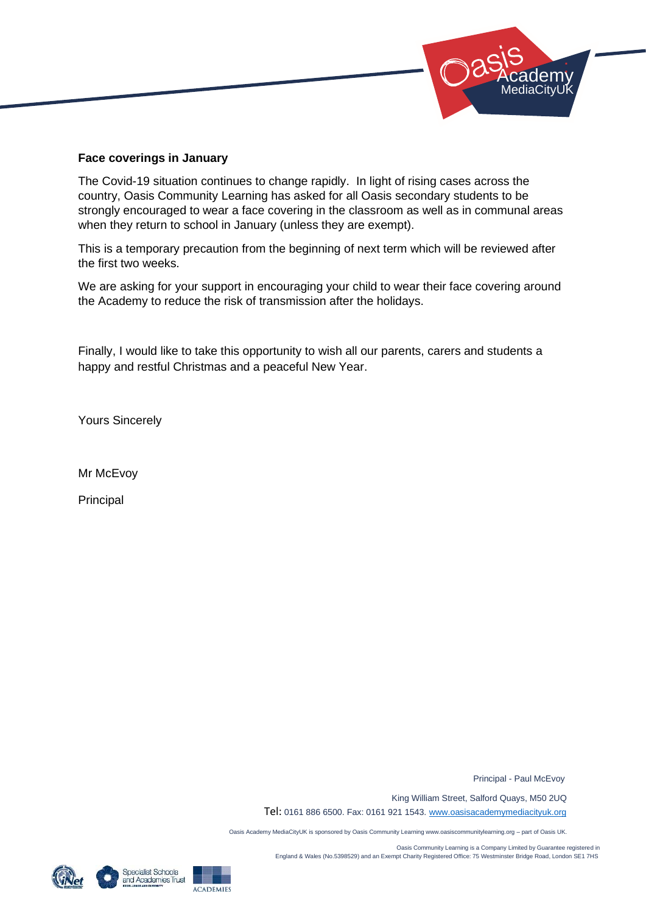**Face coverings in January**

The Covid-19 situation continues to change rapidly. In light of rising cases across the country, Oasis Community Learning has asked for all Oasis secondary students to be strongly encouraged to wear a face covering in the classroom as well as in communal areas when they return to school in January (unless they are exempt).

This is a temporary precaution from the beginning of next term which will be reviewed after the first two weeks.

We are asking for your support in encouraging your child to wear their face covering around the Academy to reduce the risk of transmission after the holidays.

Finally, I would like to take this opportunity to wish all our parents, carers and students a happy and restful Christmas and a peaceful New Year.

Yours Sincerely

Mr McEvoy

Principal

Principal - Paul McEvoy

King William Street, Salford Quays, M50 2UQ

Tel: 0161 886 6500. Fax: 0161 921 1543. www.oasisacademymediacityuk.org

Oasis Academy MediaCityUK is sponsored by Oasis Community Learning www.oasiscommunitylearning.org – part of Oasis UK.

Oasis Community Learning is a Company Limited by Guarantee registered in England & Wales (No.5398529) and an Exempt Charity Registered Office: 75 Westminster Bridge Road, London SE1 7HS